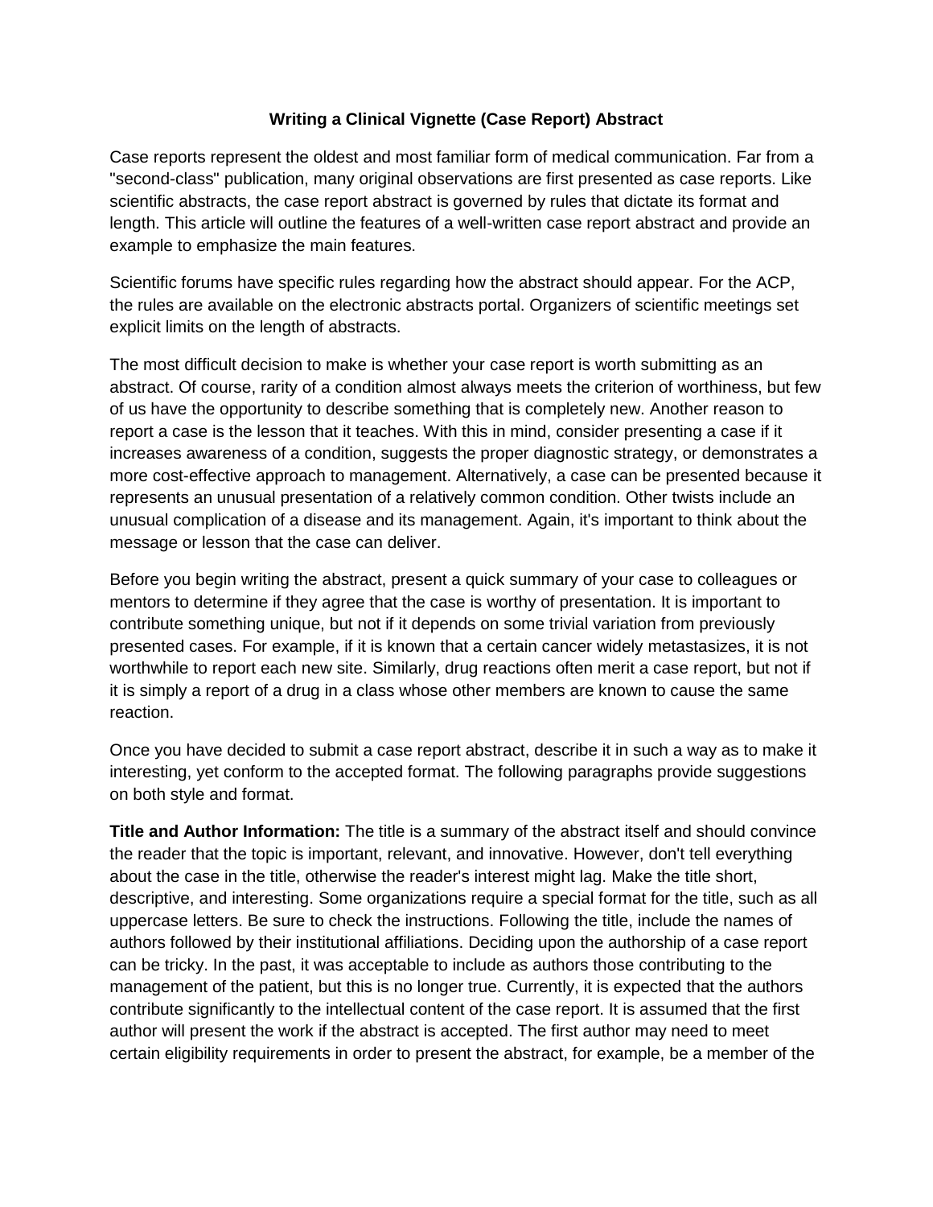# Writing a Clinical Vignette (Case Report) Abstract

Case reports represent the oldest and most familiar form of medical communication. Far from a "second-class" publication, many original observations are first presented as case reports. Like scientific abstracts, the case report abstract is governed by rules that dictate its format and length. This article will outline the features of a well-written case report abstract and provide an example to emphasize the main features.

Scientific forums have specific rules regarding how the abstract should appear. For the ACP, the rules are available on the electronic abstracts portal. Organizers of scientific meetings set explicit limits on the length of abstracts.

The most difficult decision to make is whether your case report is worth submitting as an abstract. Of course, rarity of a condition almost always meets the criterion of worthiness, but few of us have the opportunity to describe something that is completely new. Another reason to report a case is the lesson that it teaches. With this in mind, consider presenting a case if it increases awareness of a condition, suggests the proper diagnostic strategy, or demonstrates a more cost-effective approach to management. Alternatively, a case can be presented because it represents an unusual presentation of a relatively common condition. Other twists include an unusual complication of a disease and its management. Again, it's important to think about the message or lesson that the case can deliver.

Before you begin writing the abstract, present a quick summary of your case to colleagues or mentors to determine if they agree that the case is worthy of presentation. It is important to contribute something unique, but not if it depends on some trivial variation from previously presented cases. For example, if it is known that a certain cancer widely metastasizes, it is not worthwhile to report each new site. Similarly, drug reactions often merit a case report, but not if it is simply a report of a drug in a class whose other members are known to cause the same reaction.

Once you have decided to submit a case report abstract, describe it in such a way as to make it interesting, yet conform to the accepted format. The following paragraphs provide suggestions on both style and format.

**Title and Author Information:** The title is a summary of the abstract itself and should convince the reader that the topic is important, relevant, and innovative. However, don't tell everything about the case in the title, otherwise the reader's interest might lag. Make the title short, descriptive, and interesting. Some organizations require a special format for the title, such as all uppercase letters. Be sure to check the instructions. Following the title, include the names of authors followed by their institutional affiliations. Deciding upon the authorship of a case report can be tricky. In the past, it was acceptable to include as authors those contributing to the management of the patient, but this is no longer true. Currently, it is expected that the authors contribute significantly to the intellectual content of the case report. It is assumed that the first author will present the work if the abstract is accepted. The first author may need to meet certain eligibility requirements in order to present the abstract, for example, be a member of the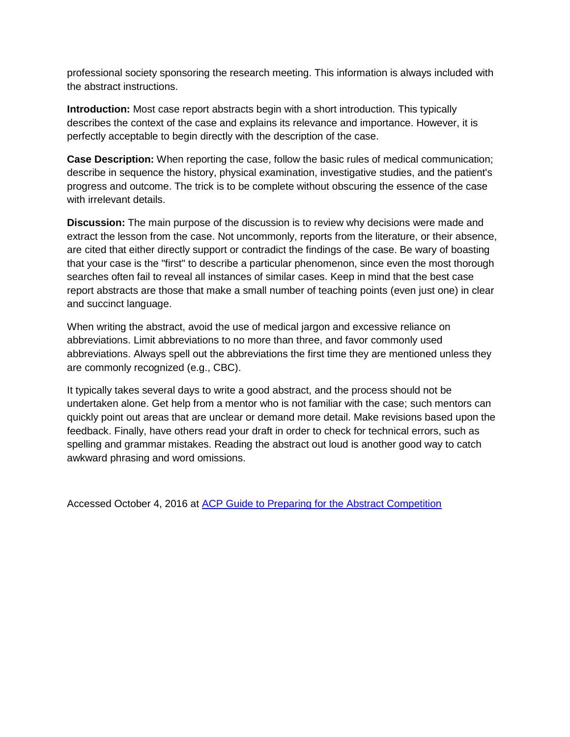professional society sponsoring the research meeting. This information is always included with the abstract instructions.

**Introduction:** Most case report abstracts begin with a short introduction. This typically describes the context of the case and explains its relevance and importance. However, it is perfectly acceptable to begin directly with the description of the case.

**Case Description:** When reporting the case, follow the basic rules of medical communication; describe in sequence the history, physical examination, investigative studies, and the patient's progress and outcome. The trick is to be complete without obscuring the essence of the case with irrelevant details.

**Discussion:** The main purpose of the discussion is to review why decisions were made and extract the lesson from the case. Not uncommonly, reports from the literature, or their absence, are cited that either directly support or contradict the findings of the case. Be wary of boasting that your case is the "first" to describe a particular phenomenon, since even the most thorough searches often fail to reveal all instances of similar cases. Keep in mind that the best case report abstracts are those that make a small number of teaching points (even just one) in clear and succinct language.

When writing the abstract, avoid the use of medical jargon and excessive reliance on abbreviations. Limit abbreviations to no more than three, and favor commonly used abbreviations. Always spell out the abbreviations the first time they are mentioned unless they are commonly recognized (e.g., CBC).

It typically takes several days to write a good abstract, and the process should not be undertaken alone. Get help from a mentor who is not familiar with the case; such mentors can quickly point out areas that are unclear or demand more detail. Make revisions based upon the feedback. Finally, have others read your draft in order to check for technical errors, such as spelling and grammar mistakes. Reading the abstract out loud is another good way to catch awkward phrasing and word omissions.

Accessed October 4, 2016 at [ACP Guide to Preparing for the Abstract Competition]